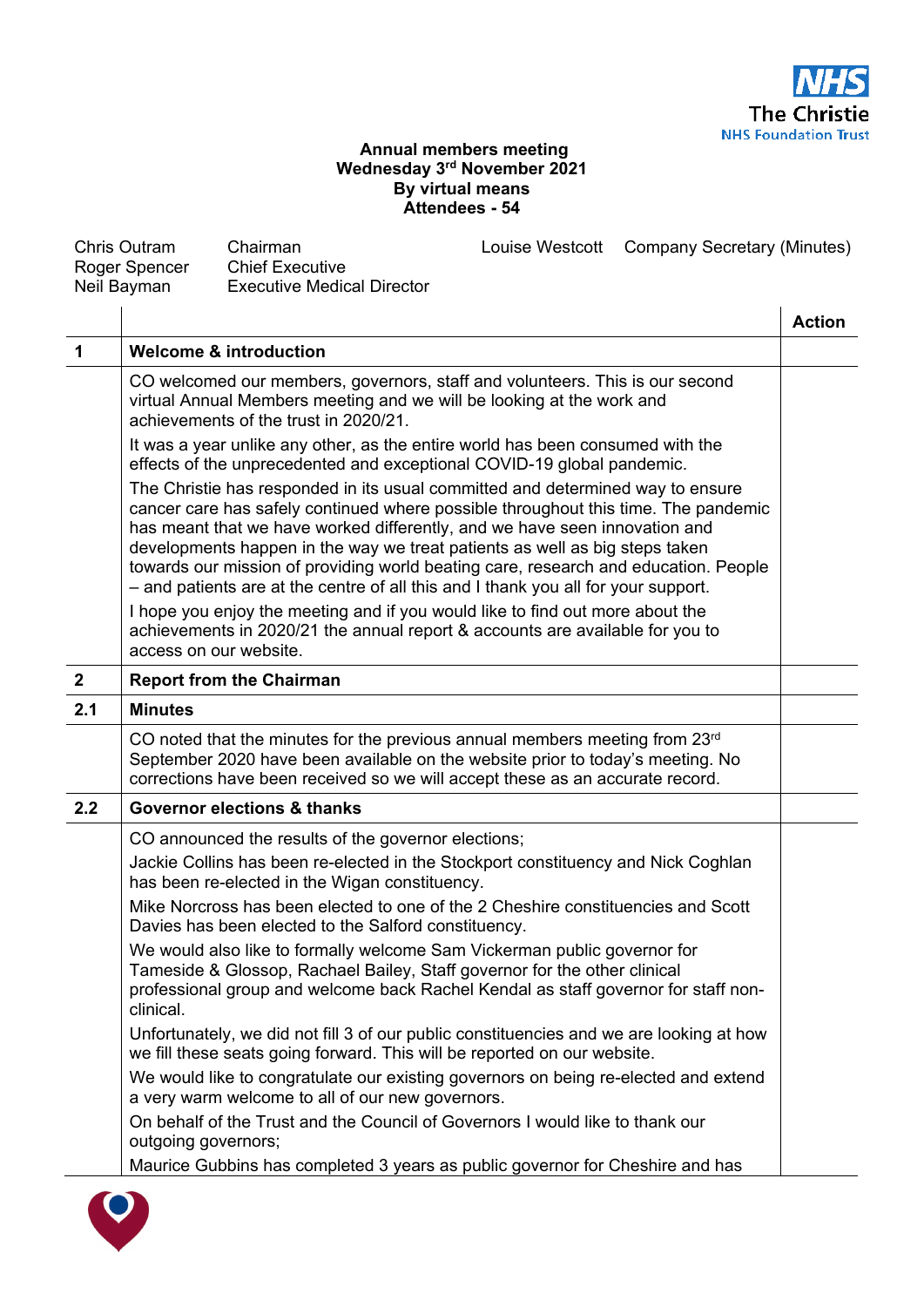**Annual members meeting**
**Wednesday 3rd November 2021**
**By virtual means**
**Attendees - 54**

| | | | |
|---|---|---|---|
| Chris Outram | Chairman | Louise Westcott | Company Secretary (Minutes) |
| Roger Spencer | Chief Executive | | |
| Neil Bayman | Executive Medical Director | | |

| | | Action |
|---|---|---|
| **1** | **Welcome & introduction** | |
| | CO welcomed our members, governors, staff and volunteers. This is our second virtual Annual Members meeting and we will be looking at the work and achievements of the trust in 2020/21.<br>It was a year unlike any other, as the entire world has been consumed with the effects of the unprecedented and exceptional COVID-19 global pandemic.<br>The Christie has responded in its usual committed and determined way to ensure cancer care has safely continued where possible throughout this time. The pandemic has meant that we have worked differently, and we have seen innovation and developments happen in the way we treat patients as well as big steps taken towards our mission of providing world beating care, research and education. People – and patients are at the centre of all this and I thank you all for your support.<br>I hope you enjoy the meeting and if you would like to find out more about the achievements in 2020/21 the annual report & accounts are available for you to access on our website. | |
| **2** | **Report from the Chairman** | |
| **2.1** | **Minutes** | |
| | CO noted that the minutes for the previous annual members meeting from 23rd September 2020 have been available on the website prior to today's meeting. No corrections have been received so we will accept these as an accurate record. | |
| **2.2** | **Governor elections & thanks** | |
| | CO announced the results of the governor elections;<br>Jackie Collins has been re-elected in the Stockport constituency and Nick Coghlan has been re-elected in the Wigan constituency.<br>Mike Norcross has been elected to one of the 2 Cheshire constituencies and Scott Davies has been elected to the Salford constituency.<br>We would also like to formally welcome Sam Vickerman public governor for Tameside & Glossop, Rachael Bailey, Staff governor for the other clinical professional group and welcome back Rachel Kendal as staff governor for staff non-clinical.<br>Unfortunately, we did not fill 3 of our public constituencies and we are looking at how we fill these seats going forward. This will be reported on our website.<br>We would like to congratulate our existing governors on being re-elected and extend a very warm welcome to all of our new governors.<br>On behalf of the Trust and the Council of Governors I would like to thank our outgoing governors;<br>Maurice Gubbins has completed 3 years as public governor for Cheshire and has | |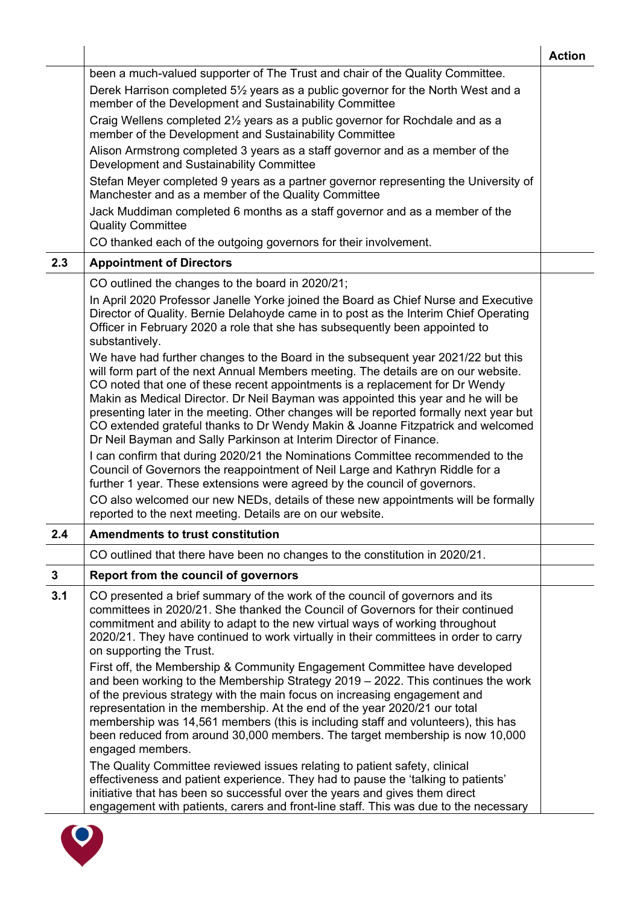| | | Action |
|---|---|---|
| | been a much-valued supporter of The Trust and chair of the Quality Committee.<br>Derek Harrison completed 5½ years as a public governor for the North West and a member of the Development and Sustainability Committee<br>Craig Wellens completed 2½ years as a public governor for Rochdale and as a member of the Development and Sustainability Committee<br>Alison Armstrong completed 3 years as a staff governor and as a member of the Development and Sustainability Committee<br>Stefan Meyer completed 9 years as a partner governor representing the University of Manchester and as a member of the Quality Committee<br>Jack Muddiman completed 6 months as a staff governor and as a member of the Quality Committee<br>CO thanked each of the outgoing governors for their involvement. | |
| **2.3** | **Appointment of Directors** | |
| | CO outlined the changes to the board in 2020/21;<br>In April 2020 Professor Janelle Yorke joined the Board as Chief Nurse and Executive Director of Quality. Bernie Delahoyde came in to post as the Interim Chief Operating Officer in February 2020 a role that she has subsequently been appointed to substantively.<br>We have had further changes to the Board in the subsequent year 2021/22 but this will form part of the next Annual Members meeting. The details are on our website. CO noted that one of these recent appointments is a replacement for Dr Wendy Makin as Medical Director. Dr Neil Bayman was appointed this year and he will be presenting later in the meeting. Other changes will be reported formally next year but CO extended grateful thanks to Dr Wendy Makin & Joanne Fitzpatrick and welcomed Dr Neil Bayman and Sally Parkinson at Interim Director of Finance.<br>I can confirm that during 2020/21 the Nominations Committee recommended to the Council of Governors the reappointment of Neil Large and Kathryn Riddle for a further 1 year. These extensions were agreed by the council of governors.<br>CO also welcomed our new NEDs, details of these new appointments will be formally reported to the next meeting. Details are on our website. | |
| **2.4** | **Amendments to trust constitution** | |
| | CO outlined that there have been no changes to the constitution in 2020/21. | |
| **3** | **Report from the council of governors** | |
| **3.1** | CO presented a brief summary of the work of the council of governors and its committees in 2020/21. She thanked the Council of Governors for their continued commitment and ability to adapt to the new virtual ways of working throughout 2020/21. They have continued to work virtually in their committees in order to carry on supporting the Trust.<br>First off, the Membership & Community Engagement Committee have developed and been working to the Membership Strategy 2019 – 2022. This continues the work of the previous strategy with the main focus on increasing engagement and representation in the membership. At the end of the year 2020/21 our total membership was 14,561 members (this is including staff and volunteers), this has been reduced from around 30,000 members. The target membership is now 10,000 engaged members.<br>The Quality Committee reviewed issues relating to patient safety, clinical effectiveness and patient experience. They had to pause the 'talking to patients' initiative that has been so successful over the years and gives them direct engagement with patients, carers and front-line staff. This was due to the necessary | |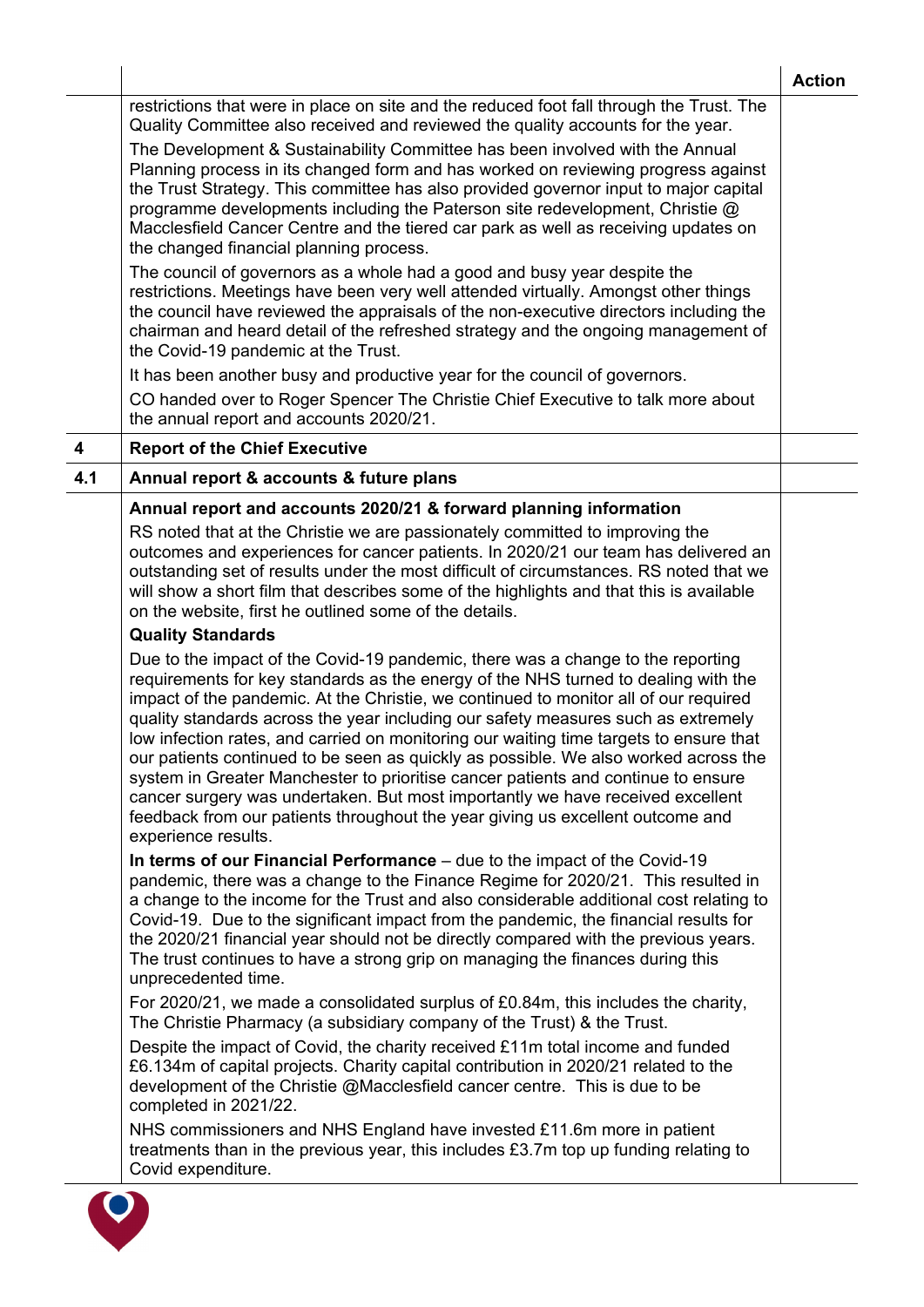| | | Action |
|---|---|---|
| | restrictions that were in place on site and the reduced foot fall through the Trust. The Quality Committee also received and reviewed the quality accounts for the year.<br>The Development & Sustainability Committee has been involved with the Annual Planning process in its changed form and has worked on reviewing progress against the Trust Strategy. This committee has also provided governor input to major capital programme developments including the Paterson site redevelopment, Christie @ Macclesfield Cancer Centre and the tiered car park as well as receiving updates on the changed financial planning process.<br>The council of governors as a whole had a good and busy year despite the restrictions. Meetings have been very well attended virtually. Amongst other things the council have reviewed the appraisals of the non-executive directors including the chairman and heard detail of the refreshed strategy and the ongoing management of the Covid-19 pandemic at the Trust.<br>It has been another busy and productive year for the council of governors.<br>CO handed over to Roger Spencer The Christie Chief Executive to talk more about the annual report and accounts 2020/21. | |
| **4** | **Report of the Chief Executive** | |
| **4.1** | **Annual report & accounts & future plans** | |
| | **Annual report and accounts 2020/21 & forward planning information**<br>RS noted that at the Christie we are passionately committed to improving the outcomes and experiences for cancer patients. In 2020/21 our team has delivered an outstanding set of results under the most difficult of circumstances. RS noted that we will show a short film that describes some of the highlights and that this is available on the website, first he outlined some of the details.<br>**Quality Standards**<br>Due to the impact of the Covid-19 pandemic, there was a change to the reporting requirements for key standards as the energy of the NHS turned to dealing with the impact of the pandemic. At the Christie, we continued to monitor all of our required quality standards across the year including our safety measures such as extremely low infection rates, and carried on monitoring our waiting time targets to ensure that our patients continued to be seen as quickly as possible. We also worked across the system in Greater Manchester to prioritise cancer patients and continue to ensure cancer surgery was undertaken. But most importantly we have received excellent feedback from our patients throughout the year giving us excellent outcome and experience results.<br>**In terms of our Financial Performance** – due to the impact of the Covid-19 pandemic, there was a change to the Finance Regime for 2020/21. This resulted in a change to the income for the Trust and also considerable additional cost relating to Covid-19. Due to the significant impact from the pandemic, the financial results for the 2020/21 financial year should not be directly compared with the previous years. The trust continues to have a strong grip on managing the finances during this unprecedented time.<br>For 2020/21, we made a consolidated surplus of £0.84m, this includes the charity, The Christie Pharmacy (a subsidiary company of the Trust) & the Trust.<br>Despite the impact of Covid, the charity received £11m total income and funded £6.134m of capital projects. Charity capital contribution in 2020/21 related to the development of the Christie @Macclesfield cancer centre. This is due to be completed in 2021/22.<br>NHS commissioners and NHS England have invested £11.6m more in patient treatments than in the previous year, this includes £3.7m top up funding relating to Covid expenditure. | |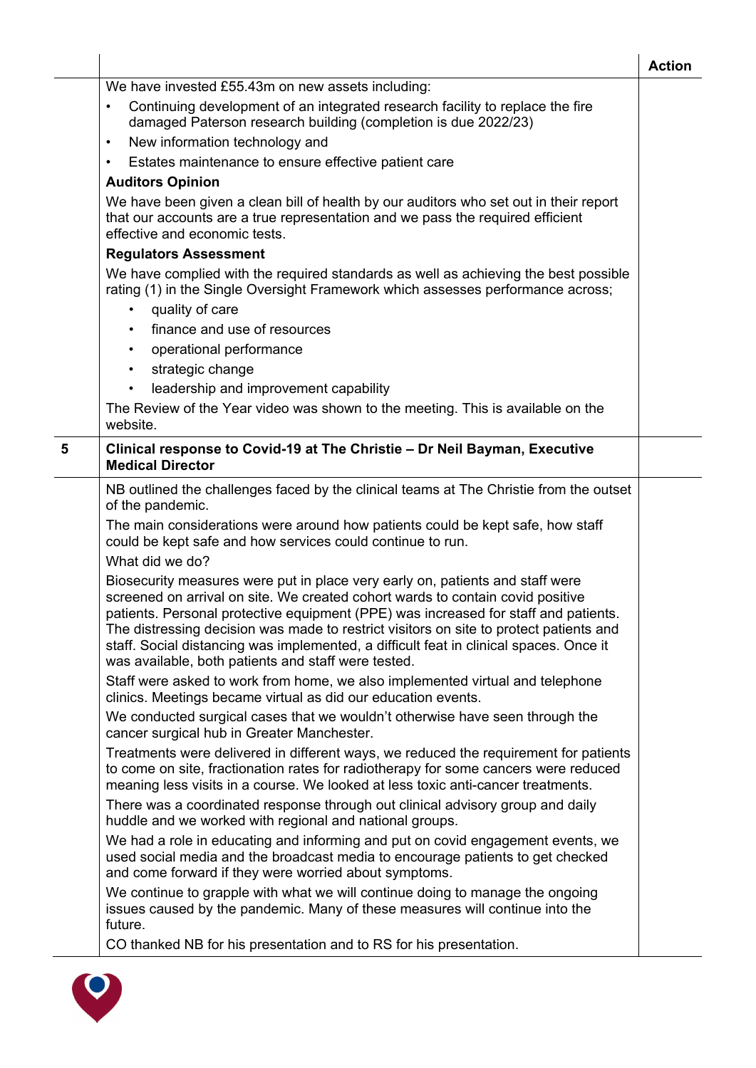| | | Action |
|---|---|---|
| | We have invested £55.43m on new assets including:<br>• Continuing development of an integrated research facility to replace the fire damaged Paterson research building (completion is due 2022/23)<br>• New information technology and<br>• Estates maintenance to ensure effective patient care<br>**Auditors Opinion**<br>We have been given a clean bill of health by our auditors who set out in their report that our accounts are a true representation and we pass the required efficient effective and economic tests.<br>**Regulators Assessment**<br>We have complied with the required standards as well as achieving the best possible rating (1) in the Single Oversight Framework which assesses performance across;<br>• quality of care<br>• finance and use of resources<br>• operational performance<br>• strategic change<br>• leadership and improvement capability<br>The Review of the Year video was shown to the meeting. This is available on the website. | |
| **5** | **Clinical response to Covid-19 at The Christie – Dr Neil Bayman, Executive Medical Director** | |
| | NB outlined the challenges faced by the clinical teams at The Christie from the outset of the pandemic.<br>The main considerations were around how patients could be kept safe, how staff could be kept safe and how services could continue to run.<br>What did we do?<br>Biosecurity measures were put in place very early on, patients and staff were screened on arrival on site. We created cohort wards to contain covid positive patients. Personal protective equipment (PPE) was increased for staff and patients. The distressing decision was made to restrict visitors on site to protect patients and staff. Social distancing was implemented, a difficult feat in clinical spaces. Once it was available, both patients and staff were tested.<br>Staff were asked to work from home, we also implemented virtual and telephone clinics. Meetings became virtual as did our education events.<br>We conducted surgical cases that we wouldn't otherwise have seen through the cancer surgical hub in Greater Manchester.<br>Treatments were delivered in different ways, we reduced the requirement for patients to come on site, fractionation rates for radiotherapy for some cancers were reduced meaning less visits in a course. We looked at less toxic anti-cancer treatments.<br>There was a coordinated response through out clinical advisory group and daily huddle and we worked with regional and national groups.<br>We had a role in educating and informing and put on covid engagement events, we used social media and the broadcast media to encourage patients to get checked and come forward if they were worried about symptoms.<br>We continue to grapple with what we will continue doing to manage the ongoing issues caused by the pandemic. Many of these measures will continue into the future.<br>CO thanked NB for his presentation and to RS for his presentation. | |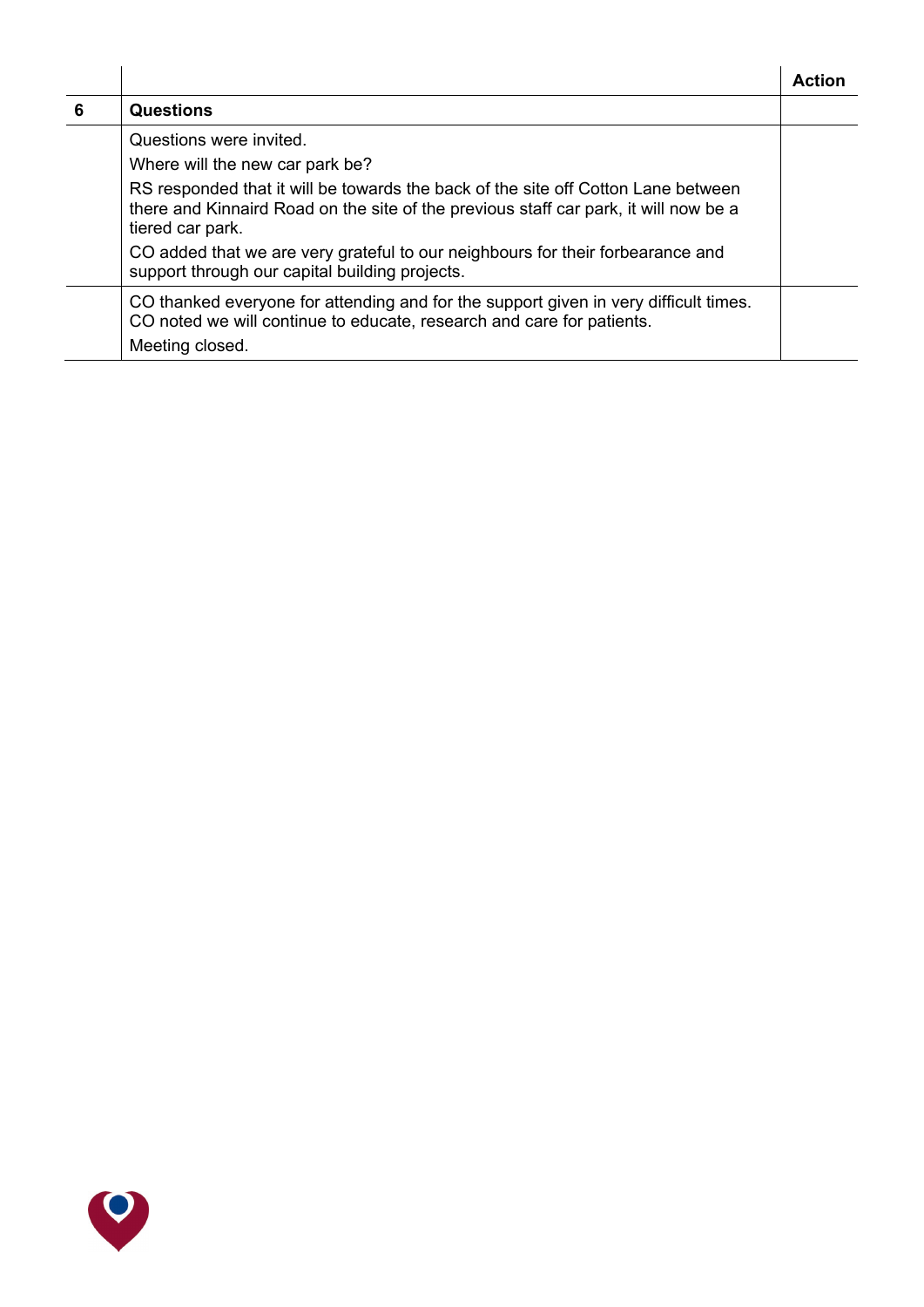| | | Action |
|---|---|---|
| **6** | **Questions** | |
| | Questions were invited.<br>Where will the new car park be?<br>RS responded that it will be towards the back of the site off Cotton Lane between there and Kinnaird Road on the site of the previous staff car park, it will now be a tiered car park.<br>CO added that we are very grateful to our neighbours for their forbearance and support through our capital building projects. | |
| | CO thanked everyone for attending and for the support given in very difficult times. CO noted we will continue to educate, research and care for patients.<br>Meeting closed. | |